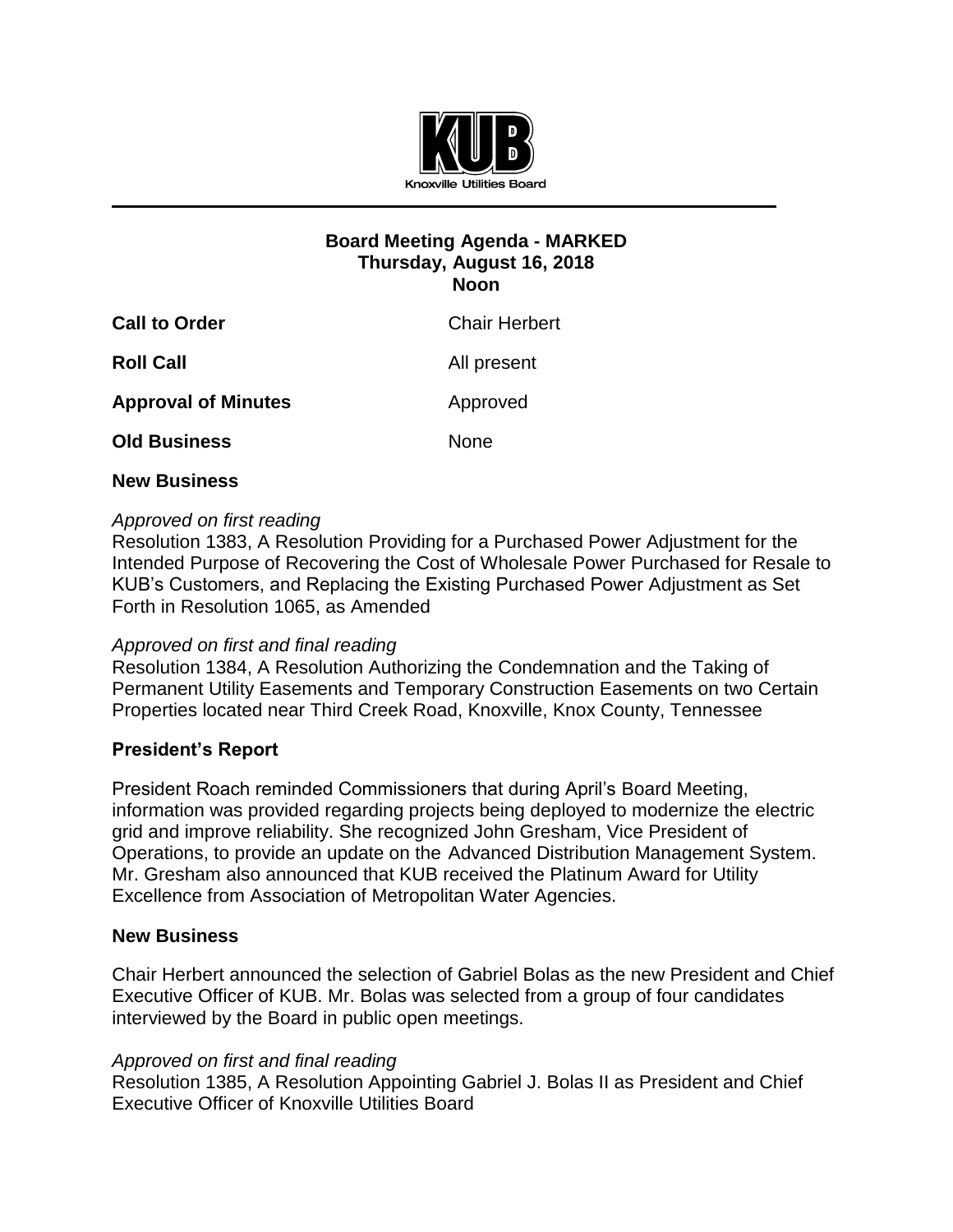KUB

Knoxville Utilities Board

---

**Board Meeting Agenda - MARKED**
**Thursday, August 16, 2018**
**Noon**

**Call to Order** Chair Herbert

**Roll Call** All present

**Approval of Minutes** Approved

**Old Business** None

**New Business**

*Approved on first reading*
Resolution 1383, A Resolution Providing for a Purchased Power Adjustment for the Intended Purpose of Recovering the Cost of Wholesale Power Purchased for Resale to KUB's Customers, and Replacing the Existing Purchased Power Adjustment as Set Forth in Resolution 1065, as Amended

*Approved on first and final reading*
Resolution 1384, A Resolution Authorizing the Condemnation and the Taking of Permanent Utility Easements and Temporary Construction Easements on two Certain Properties located near Third Creek Road, Knoxville, Knox County, Tennessee

**President's Report**

President Roach reminded Commissioners that during April's Board Meeting, information was provided regarding projects being deployed to modernize the electric grid and improve reliability. She recognized John Gresham, Vice President of Operations, to provide an update on the Advanced Distribution Management System. Mr. Gresham also announced that KUB received the Platinum Award for Utility Excellence from Association of Metropolitan Water Agencies.

**New Business**

Chair Herbert announced the selection of Gabriel Bolas as the new President and Chief Executive Officer of KUB. Mr. Bolas was selected from a group of four candidates interviewed by the Board in public open meetings.

*Approved on first and final reading*
Resolution 1385, A Resolution Appointing Gabriel J. Bolas II as President and Chief Executive Officer of Knoxville Utilities Board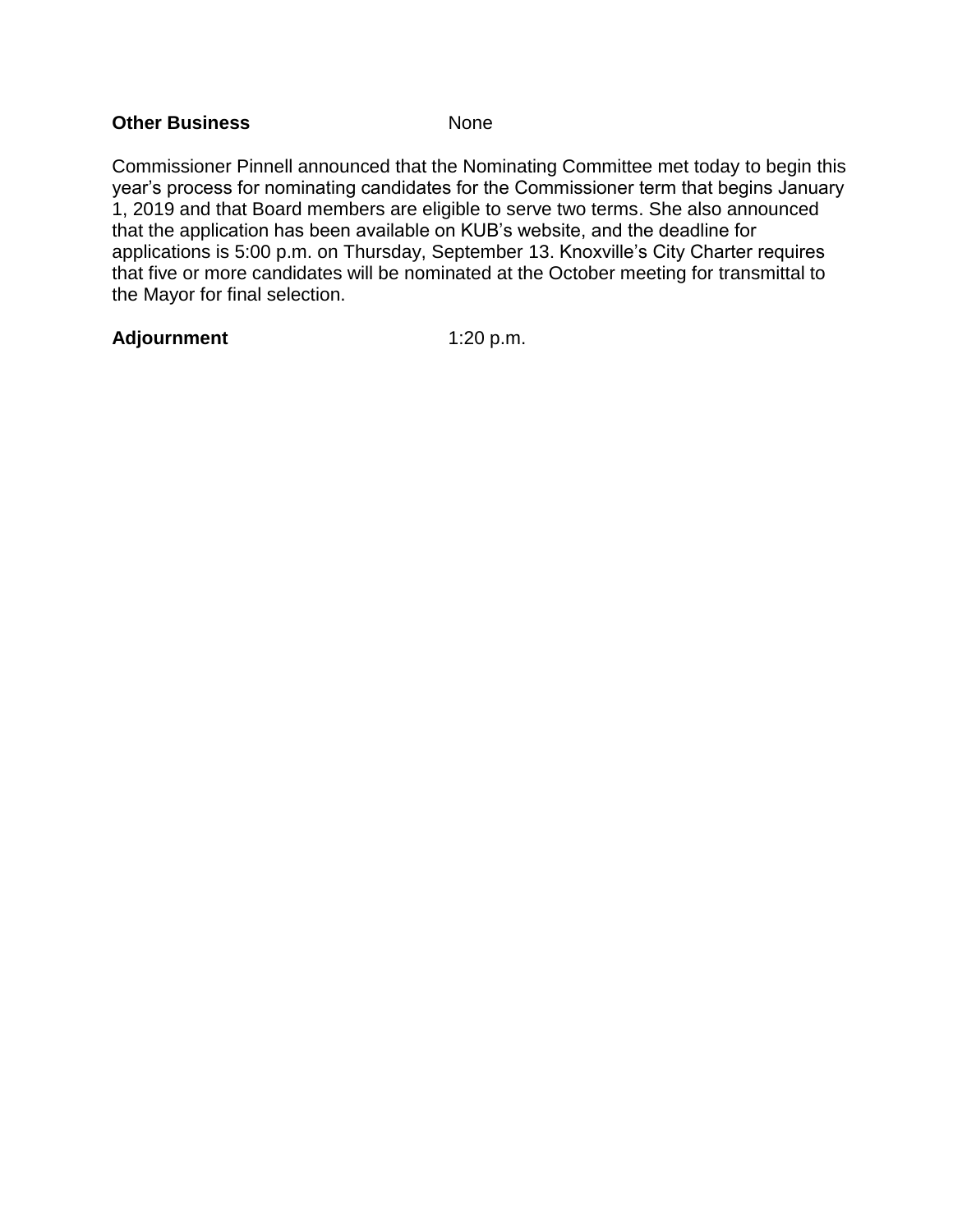**Other Business** None

Commissioner Pinnell announced that the Nominating Committee met today to begin this year's process for nominating candidates for the Commissioner term that begins January 1, 2019 and that Board members are eligible to serve two terms. She also announced that the application has been available on KUB's website, and the deadline for applications is 5:00 p.m. on Thursday, September 13. Knoxville's City Charter requires that five or more candidates will be nominated at the October meeting for transmittal to the Mayor for final selection.

**Adjournment** 1:20 p.m.